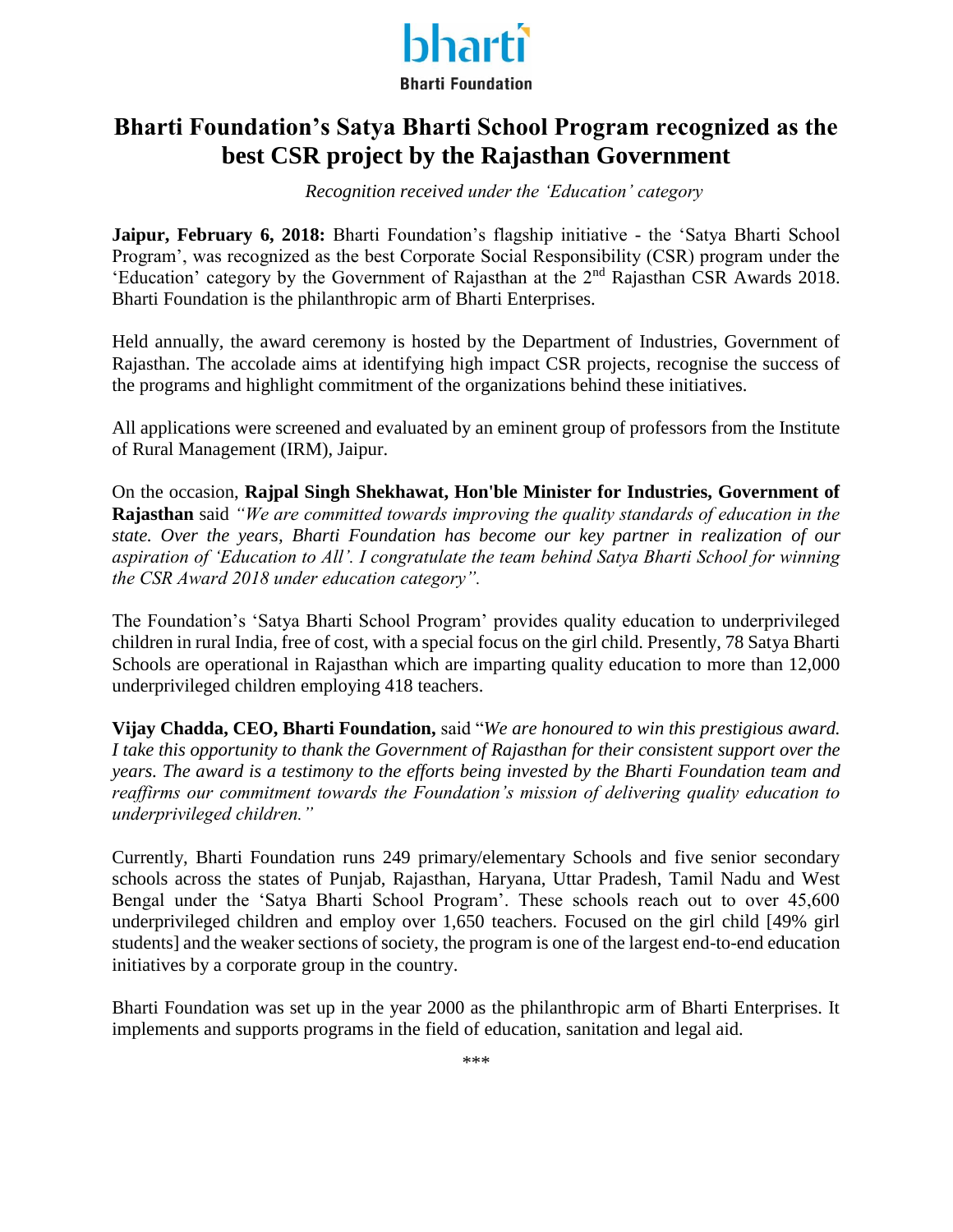bharti

Bharti Foundation

# Bharti Foundation's Satya Bharti School Program recognized as the best CSR project by the Rajasthan Government

*Recognition received under the 'Education' category*

**Jaipur, February 6, 2018:** Bharti Foundation's flagship initiative - the 'Satya Bharti School Program', was recognized as the best Corporate Social Responsibility (CSR) program under the 'Education' category by the Government of Rajasthan at the 2nd Rajasthan CSR Awards 2018. Bharti Foundation is the philanthropic arm of Bharti Enterprises.

Held annually, the award ceremony is hosted by the Department of Industries, Government of Rajasthan. The accolade aims at identifying high impact CSR projects, recognise the success of the programs and highlight commitment of the organizations behind these initiatives.

All applications were screened and evaluated by an eminent group of professors from the Institute of Rural Management (IRM), Jaipur.

On the occasion, **Rajpal Singh Shekhawat, Hon'ble Minister for Industries, Government of Rajasthan** said *"We are committed towards improving the quality standards of education in the state. Over the years, Bharti Foundation has become our key partner in realization of our aspiration of 'Education to All'. I congratulate the team behind Satya Bharti School for winning the CSR Award 2018 under education category".*

The Foundation's 'Satya Bharti School Program' provides quality education to underprivileged children in rural India, free of cost, with a special focus on the girl child. Presently, 78 Satya Bharti Schools are operational in Rajasthan which are imparting quality education to more than 12,000 underprivileged children employing 418 teachers.

**Vijay Chadda, CEO, Bharti Foundation,** said "*We are honoured to win this prestigious award. I take this opportunity to thank the Government of Rajasthan for their consistent support over the years. The award is a testimony to the efforts being invested by the Bharti Foundation team and reaffirms our commitment towards the Foundation's mission of delivering quality education to underprivileged children."*

Currently, Bharti Foundation runs 249 primary/elementary Schools and five senior secondary schools across the states of Punjab, Rajasthan, Haryana, Uttar Pradesh, Tamil Nadu and West Bengal under the 'Satya Bharti School Program'. These schools reach out to over 45,600 underprivileged children and employ over 1,650 teachers. Focused on the girl child [49% girl students] and the weaker sections of society, the program is one of the largest end-to-end education initiatives by a corporate group in the country.

Bharti Foundation was set up in the year 2000 as the philanthropic arm of Bharti Enterprises. It implements and supports programs in the field of education, sanitation and legal aid.

\*\*\*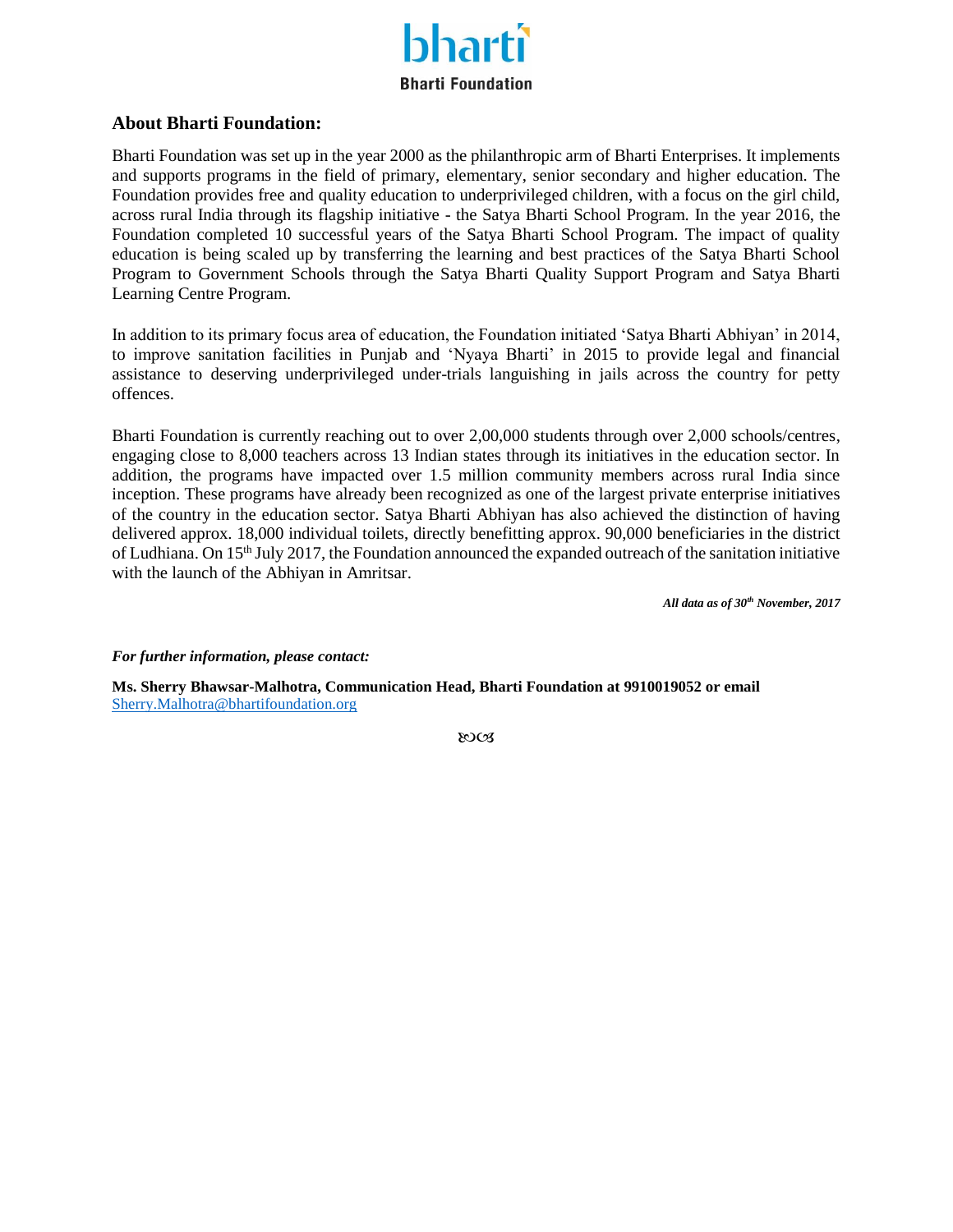bharti

**Bharti Foundation**

## About Bharti Foundation:

Bharti Foundation was set up in the year 2000 as the philanthropic arm of Bharti Enterprises. It implements and supports programs in the field of primary, elementary, senior secondary and higher education. The Foundation provides free and quality education to underprivileged children, with a focus on the girl child, across rural India through its flagship initiative - the Satya Bharti School Program. In the year 2016, the Foundation completed 10 successful years of the Satya Bharti School Program. The impact of quality education is being scaled up by transferring the learning and best practices of the Satya Bharti School Program to Government Schools through the Satya Bharti Quality Support Program and Satya Bharti Learning Centre Program.

In addition to its primary focus area of education, the Foundation initiated 'Satya Bharti Abhiyan' in 2014, to improve sanitation facilities in Punjab and 'Nyaya Bharti' in 2015 to provide legal and financial assistance to deserving underprivileged under-trials languishing in jails across the country for petty offences.

Bharti Foundation is currently reaching out to over 2,00,000 students through over 2,000 schools/centres, engaging close to 8,000 teachers across 13 Indian states through its initiatives in the education sector. In addition, the programs have impacted over 1.5 million community members across rural India since inception. These programs have already been recognized as one of the largest private enterprise initiatives of the country in the education sector. Satya Bharti Abhiyan has also achieved the distinction of having delivered approx. 18,000 individual toilets, directly benefitting approx. 90,000 beneficiaries in the district of Ludhiana. On 15th July 2017, the Foundation announced the expanded outreach of the sanitation initiative with the launch of the Abhiyan in Amritsar.

***All data as of 30th November, 2017***

***For further information, please contact:***

**Ms. Sherry Bhawsar-Malhotra, Communication Head, Bharti Foundation at 9910019052 or email** Sherry.Malhotra@bhartifoundation.org

ᘐᘏ